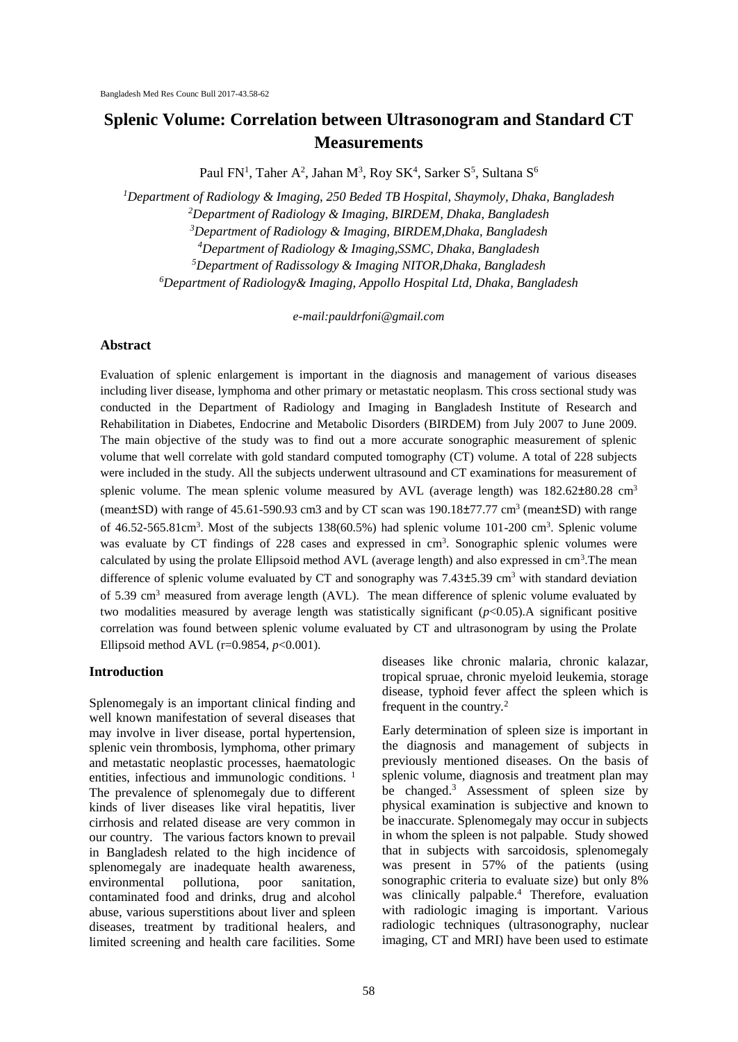# Splenic Volume: Correlation between Ultrasonogram and Standard CT Measurements

Paul FN[1], Taher A[2], Jahan M[3], Roy SK[4], Sarker S[5], Sultana S[6]

[1]*Department of Radiology & Imaging, 250 Beded TB Hospital, Shaymoly, Dhaka, Bangladesh*
[2]*Department of Radiology & Imaging, BIRDEM, Dhaka, Bangladesh*
[3]*Department of Radiology & Imaging, BIRDEM,Dhaka, Bangladesh*
[4]*Department of Radiology & Imaging,SSMC, Dhaka, Bangladesh*
[5]*Department of Radissology & Imaging NITOR,Dhaka, Bangladesh*
[6]*Department of Radiology& Imaging, Appollo Hospital Ltd, Dhaka, Bangladesh*

*e-mail:pauldrfoni@gmail.com*

## Abstract

Evaluation of splenic enlargement is important in the diagnosis and management of various diseases including liver disease, lymphoma and other primary or metastatic neoplasm. This cross sectional study was conducted in the Department of Radiology and Imaging in Bangladesh Institute of Research and Rehabilitation in Diabetes, Endocrine and Metabolic Disorders (BIRDEM) from July 2007 to June 2009. The main objective of the study was to find out a more accurate sonographic measurement of splenic volume that well correlate with gold standard computed tomography (CT) volume. A total of 228 subjects were included in the study. All the subjects underwent ultrasound and CT examinations for measurement of splenic volume. The mean splenic volume measured by AVL (average length) was 182.62±80.28 $cm^3$ (mean±SD) with range of 45.61-590.93 cm3 and by CT scan was 190.18±77.77 $cm^3$ (mean±SD) with range of 46.52-565.81$cm^3$. Most of the subjects 138(60.5%) had splenic volume 101-200 $cm^3$. Splenic volume was evaluate by CT findings of 228 cases and expressed in $cm^3$. Sonographic splenic volumes were calculated by using the prolate Ellipsoid method AVL (average length) and also expressed in $cm^3$.The mean difference of splenic volume evaluated by CT and sonography was 7.43±5.39 $cm^3$ with standard deviation of 5.39 $cm^3$ measured from average length (AVL). The mean difference of splenic volume evaluated by two modalities measured by average length was statistically significant ($p$<0.05).A significant positive correlation was found between splenic volume evaluated by CT and ultrasonogram by using the Prolate Ellipsoid method AVL (r=0.9854, $p$<0.001).

## Introduction

Splenomegaly is an important clinical finding and well known manifestation of several diseases that may involve in liver disease, portal hypertension, splenic vein thrombosis, lymphoma, other primary and metastatic neoplastic processes, haematologic entities, infectious and immunologic conditions. [1] The prevalence of splenomegaly due to different kinds of liver diseases like viral hepatitis, liver cirrhosis and related disease are very common in our country. The various factors known to prevail in Bangladesh related to the high incidence of splenomegaly are inadequate health awareness, environmental pollutiona, poor sanitation, contaminated food and drinks, drug and alcohol abuse, various superstitions about liver and spleen diseases, treatment by traditional healers, and limited screening and health care facilities. Some diseases like chronic malaria, chronic kalazar, tropical spruae, chronic myeloid leukemia, storage disease, typhoid fever affect the spleen which is frequent in the country.[2]

Early determination of spleen size is important in the diagnosis and management of subjects in previously mentioned diseases. On the basis of splenic volume, diagnosis and treatment plan may be changed.[3] Assessment of spleen size by physical examination is subjective and known to be inaccurate. Splenomegaly may occur in subjects in whom the spleen is not palpable. Study showed that in subjects with sarcoidosis, splenomegaly was present in 57% of the patients (using sonographic criteria to evaluate size) but only 8% was clinically palpable.[4] Therefore, evaluation with radiologic imaging is important. Various radiologic techniques (ultrasonography, nuclear imaging, CT and MRI) have been used to estimate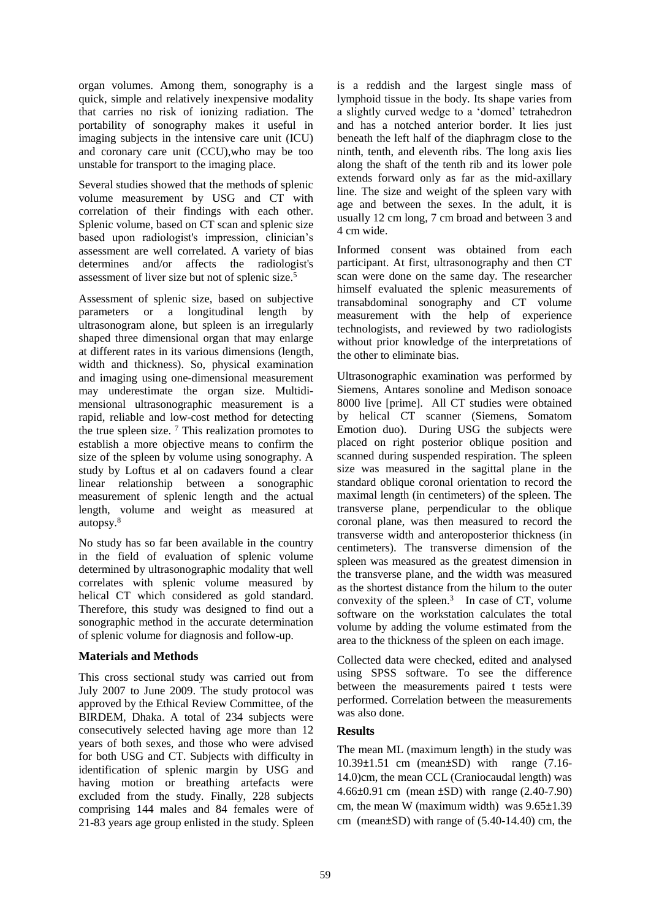organ volumes. Among them, sonography is a quick, simple and relatively inexpensive modality that carries no risk of ionizing radiation. The portability of sonography makes it useful in imaging subjects in the intensive care unit (ICU) and coronary care unit (CCU),who may be too unstable for transport to the imaging place.

Several studies showed that the methods of splenic volume measurement by USG and CT with correlation of their findings with each other. Splenic volume, based on CT scan and splenic size based upon radiologist's impression, clinician's assessment are well correlated. A variety of bias determines and/or affects the radiologist's assessment of liver size but not of splenic size.[5]

Assessment of splenic size, based on subjective parameters or a longitudinal length by ultrasonogram alone, but spleen is an irregularly shaped three dimensional organ that may enlarge at different rates in its various dimensions (length, width and thickness). So, physical examination and imaging using one-dimensional measurement may underestimate the organ size. Multidimensional ultrasonographic measurement is a rapid, reliable and low-cost method for detecting the true spleen size. [7] This realization promotes to establish a more objective means to confirm the size of the spleen by volume using sonography. A study by Loftus et al on cadavers found a clear linear relationship between a sonographic measurement of splenic length and the actual length, volume and weight as measured at autopsy.[8]

No study has so far been available in the country in the field of evaluation of splenic volume determined by ultrasonographic modality that well correlates with splenic volume measured by helical CT which considered as gold standard. Therefore, this study was designed to find out a sonographic method in the accurate determination of splenic volume for diagnosis and follow-up.

## Materials and Methods

This cross sectional study was carried out from July 2007 to June 2009. The study protocol was approved by the Ethical Review Committee, of the BIRDEM, Dhaka. A total of 234 subjects were consecutively selected having age more than 12 years of both sexes, and those who were advised for both USG and CT. Subjects with difficulty in identification of splenic margin by USG and having motion or breathing artefacts were excluded from the study. Finally, 228 subjects comprising 144 males and 84 females were of 21-83 years age group enlisted in the study. Spleen is a reddish and the largest single mass of lymphoid tissue in the body. Its shape varies from a slightly curved wedge to a 'domed' tetrahedron and has a notched anterior border. It lies just beneath the left half of the diaphragm close to the ninth, tenth, and eleventh ribs. The long axis lies along the shaft of the tenth rib and its lower pole extends forward only as far as the mid-axillary line. The size and weight of the spleen vary with age and between the sexes. In the adult, it is usually 12 cm long, 7 cm broad and between 3 and 4 cm wide.

Informed consent was obtained from each participant. At first, ultrasonography and then CT scan were done on the same day. The researcher himself evaluated the splenic measurements of transabdominal sonography and CT volume measurement with the help of experience technologists, and reviewed by two radiologists without prior knowledge of the interpretations of the other to eliminate bias.

Ultrasonographic examination was performed by Siemens, Antares sonoline and Medison sonoace 8000 live [prime]. All CT studies were obtained by helical CT scanner (Siemens, Somatom Emotion duo). During USG the subjects were placed on right posterior oblique position and scanned during suspended respiration. The spleen size was measured in the sagittal plane in the standard oblique coronal orientation to record the maximal length (in centimeters) of the spleen. The transverse plane, perpendicular to the oblique coronal plane, was then measured to record the transverse width and anteroposterior thickness (in centimeters). The transverse dimension of the spleen was measured as the greatest dimension in the transverse plane, and the width was measured as the shortest distance from the hilum to the outer convexity of the spleen.[3] In case of CT, volume software on the workstation calculates the total volume by adding the volume estimated from the area to the thickness of the spleen on each image.

Collected data were checked, edited and analysed using SPSS software. To see the difference between the measurements paired t tests were performed. Correlation between the measurements was also done.

## Results

The mean ML (maximum length) in the study was 10.39±1.51 cm (mean±SD) with range (7.16-14.0)cm, the mean CCL (Craniocaudal length) was 4.66±0.91 cm (mean ±SD) with range (2.40-7.90) cm, the mean W (maximum width) was 9.65±1.39 cm (mean±SD) with range of (5.40-14.40) cm, the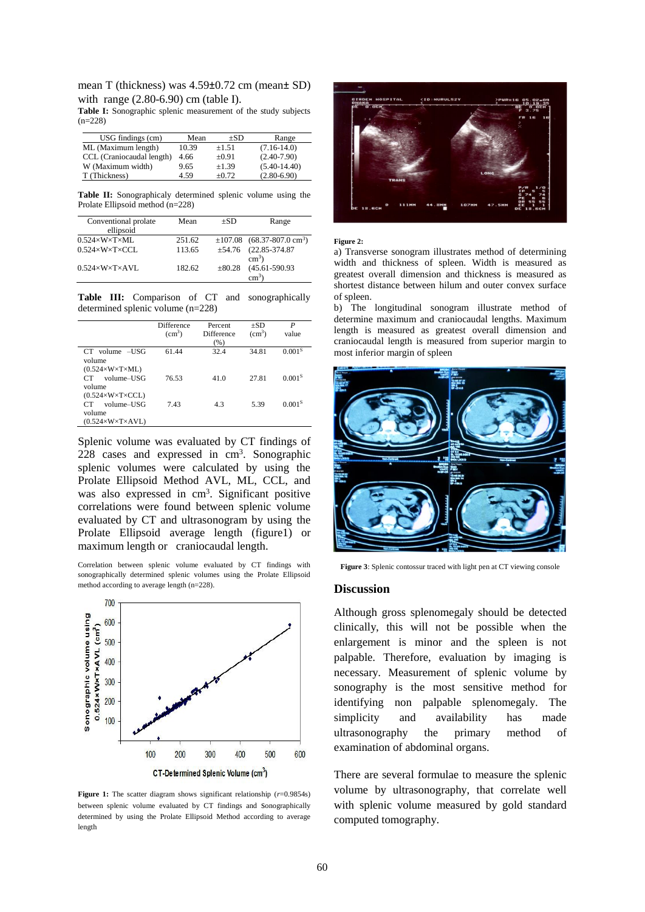mean T (thickness) was 4.59±0.72 cm (mean± SD) with range (2.80-6.90) cm (table I).

**Table I:** Sonographic splenic measurement of the study subjects (n=228)

| USG findings (cm) | Mean | ±SD | Range |
|---|---|---|---|
| ML (Maximum length) | 10.39 | ±1.51 | (7.16-14.0) |
| CCL (Craniocaudal length) | 4.66 | ±0.91 | (2.40-7.90) |
| W (Maximum width) | 9.65 | ±1.39 | (5.40-14.40) |
| T (Thickness) | 4.59 | ±0.72 | (2.80-6.90) |

**Table II:** Sonographicaly determined splenic volume using the Prolate Ellipsoid method (n=228)

| Conventional prolate ellipsoid | Mean | ±SD | Range |
|---|---|---|---|
| 0.524×W×T×ML | 251.62 | ±107.08 | (68.37-807.0 $cm^3$) |
| 0.524×W×T×CCL | 113.65 | ±54.76 | (22.85-374.87 $cm^3$) |
| 0.524×W×T×AVL | 182.62 | ±80.28 | (45.61-590.93 $cm^3$) |

**Table III:** Comparison of CT and sonographically determined splenic volume (n=228)

| | Difference ($cm^3$) | Percent Difference (%) | ±SD ($cm^3$) | *P* value |
|---|---|---|---|---|
| CT volume –USG volume (0.524×W×T×ML) | 61.44 | 32.4 | 34.81 | $0.001^S$ |
| CT volume–USG volume (0.524×W×T×CCL) | 76.53 | 41.0 | 27.81 | $0.001^S$ |
| CT volume–USG volume (0.524×W×T×AVL) | 7.43 | 4.3 | 5.39 | $0.001^S$ |

Splenic volume was evaluated by CT findings of 228 cases and expressed in $cm^3$. Sonographic splenic volumes were calculated by using the Prolate Ellipsoid Method AVL, ML, CCL, and was also expressed in $cm^3$. Significant positive correlations were found between splenic volume evaluated by CT and ultrasonogram by using the Prolate Ellipsoid average length (figure1) or maximum length or craniocaudal length.

Correlation between splenic volume evaluated by CT findings with sonographically determined splenic volumes using the Prolate Ellipsoid method according to average length (n=228).

**Figure 1:** The scatter diagram shows significant relationship (*r*=0.9854s) between splenic volume evaluated by CT findings and Sonographically determined by using the Prolate Ellipsoid Method according to average length

**Figure 2:**

a) Transverse sonogram illustrates method of determining width and thickness of spleen. Width is measured as greatest overall dimension and thickness is measured as shortest distance between hilum and outer convex surface of spleen.

b) The longitudinal sonogram illustrate method of determine maximum and craniocaudal lengths. Maximum length is measured as greatest overall dimension and craniocaudal length is measured from superior margin to most inferior margin of spleen

**Figure 3**: Splenic contossur traced with light pen at CT viewing console

## Discussion

Although gross splenomegaly should be detected clinically, this will not be possible when the enlargement is minor and the spleen is not palpable. Therefore, evaluation by imaging is necessary. Measurement of splenic volume by sonography is the most sensitive method for identifying non palpable splenomegaly. The simplicity and availability has made ultrasonography the primary method of examination of abdominal organs.

There are several formulae to measure the splenic volume by ultrasonography, that correlate well with splenic volume measured by gold standard computed tomography.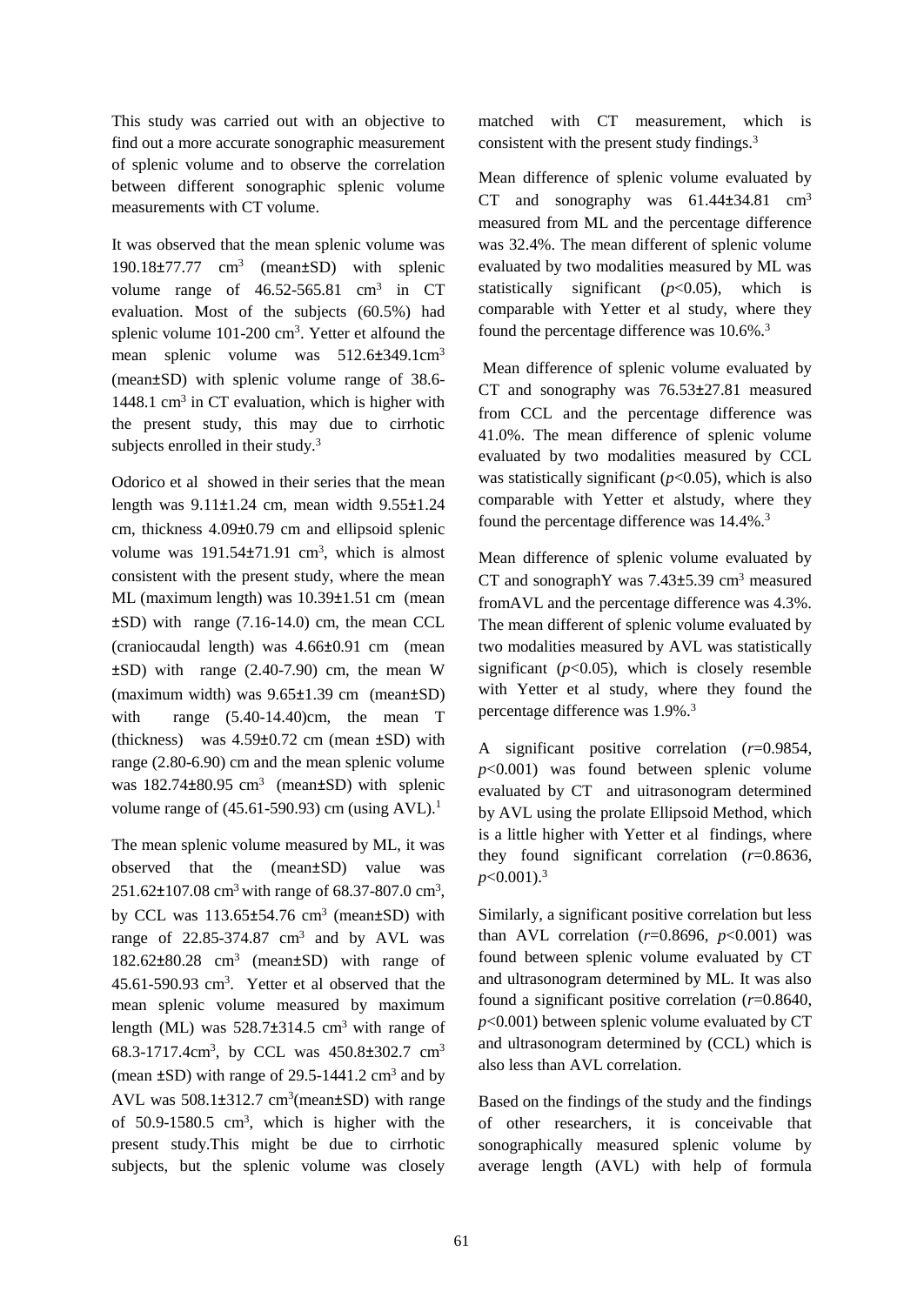This study was carried out with an objective to find out a more accurate sonographic measurement of splenic volume and to observe the correlation between different sonographic splenic volume measurements with CT volume.

It was observed that the mean splenic volume was 190.18±77.77 $cm^3$ (mean±SD) with splenic volume range of 46.52-565.81 $cm^3$ in CT evaluation. Most of the subjects (60.5%) had splenic volume 101-200 $cm^3$. Yetter et alfound the mean splenic volume was 512.6±349.1$cm^3$ (mean±SD) with splenic volume range of 38.6-1448.1 $cm^3$ in CT evaluation, which is higher with the present study, this may due to cirrhotic subjects enrolled in their study.[3]

Odorico et al showed in their series that the mean length was 9.11±1.24 cm, mean width 9.55±1.24 cm, thickness 4.09±0.79 cm and ellipsoid splenic volume was 191.54±71.91 $cm^3$, which is almost consistent with the present study, where the mean ML (maximum length) was 10.39±1.51 cm (mean ±SD) with range (7.16-14.0) cm, the mean CCL (craniocaudal length) was 4.66±0.91 cm (mean ±SD) with range (2.40-7.90) cm, the mean W (maximum width) was 9.65±1.39 cm (mean±SD) with range (5.40-14.40)cm, the mean T (thickness) was 4.59±0.72 cm (mean ±SD) with range (2.80-6.90) cm and the mean splenic volume was 182.74±80.95 $cm^3$ (mean±SD) with splenic volume range of (45.61-590.93) cm (using AVL).[1]

The mean splenic volume measured by ML, it was observed that the (mean±SD) value was 251.62±107.08 $cm^3$ with range of 68.37-807.0 $cm^3$, by CCL was 113.65±54.76 $cm^3$ (mean±SD) with range of 22.85-374.87 $cm^3$ and by AVL was 182.62±80.28 $cm^3$ (mean±SD) with range of 45.61-590.93 $cm^3$. Yetter et al observed that the mean splenic volume measured by maximum length (ML) was 528.7±314.5 $cm^3$ with range of 68.3-1717.4$cm^3$, by CCL was 450.8±302.7 $cm^3$ (mean ±SD) with range of 29.5-1441.2 $cm^3$ and by AVL was 508.1±312.7 $cm^3$(mean±SD) with range of 50.9-1580.5 $cm^3$, which is higher with the present study.This might be due to cirrhotic subjects, but the splenic volume was closely matched with CT measurement, which is consistent with the present study findings.[3]

Mean difference of splenic volume evaluated by CT and sonography was 61.44±34.81 $cm^3$ measured from ML and the percentage difference was 32.4%. The mean different of splenic volume evaluated by two modalities measured by ML was statistically significant ($p$<0.05), which is comparable with Yetter et al study, where they found the percentage difference was 10.6%.[3]

Mean difference of splenic volume evaluated by CT and sonography was 76.53±27.81 measured from CCL and the percentage difference was 41.0%. The mean difference of splenic volume evaluated by two modalities measured by CCL was statistically significant ($p$<0.05), which is also comparable with Yetter et alstudy, where they found the percentage difference was 14.4%.[3]

Mean difference of splenic volume evaluated by CT and sonographY was 7.43±5.39 $cm^3$ measured fromAVL and the percentage difference was 4.3%. The mean different of splenic volume evaluated by two modalities measured by AVL was statistically significant ($p$<0.05), which is closely resemble with Yetter et al study, where they found the percentage difference was 1.9%.[3]

A significant positive correlation ($r$=0.9854, $p$<0.001) was found between splenic volume evaluated by CT and uitrasonogram determined by AVL using the prolate Ellipsoid Method, which is a little higher with Yetter et al findings, where they found significant correlation ($r$=0.8636, $p$<0.001).[3]

Similarly, a significant positive correlation but less than AVL correlation ($r$=0.8696, $p$<0.001) was found between splenic volume evaluated by CT and ultrasonogram determined by ML. It was also found a significant positive correlation ($r$=0.8640, $p$<0.001) between splenic volume evaluated by CT and ultrasonogram determined by (CCL) which is also less than AVL correlation.

Based on the findings of the study and the findings of other researchers, it is conceivable that sonographically measured splenic volume by average length (AVL) with help of formula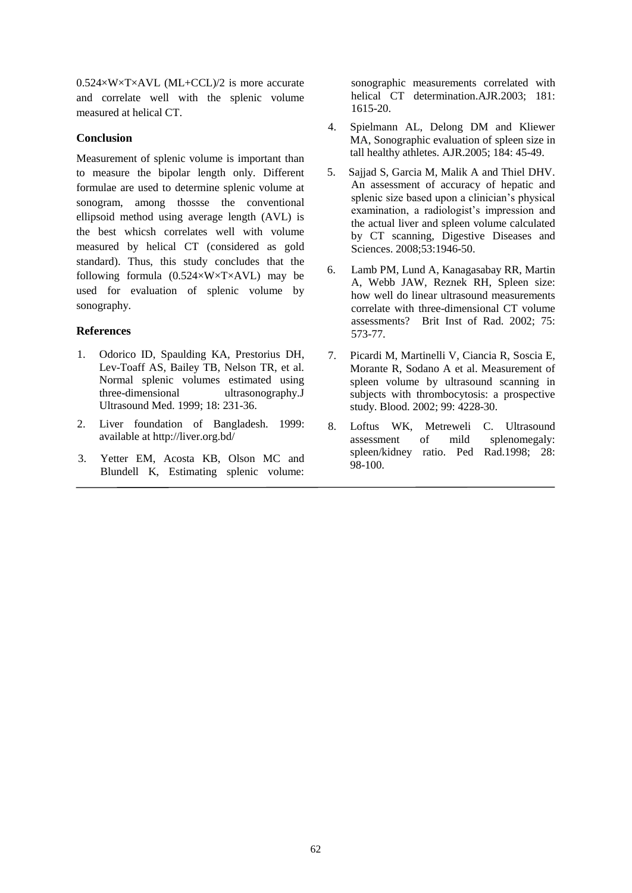0.524×W×T×AVL (ML+CCL)/2 is more accurate and correlate well with the splenic volume measured at helical CT.

## Conclusion

Measurement of splenic volume is important than to measure the bipolar length only. Different formulae are used to determine splenic volume at sonogram, among thossse the conventional ellipsoid method using average length (AVL) is the best whicsh correlates well with volume measured by helical CT (considered as gold standard). Thus, this study concludes that the following formula (0.524×W×T×AVL) may be used for evaluation of splenic volume by sonography.

## References

1. Odorico ID, Spaulding KA, Prestorius DH, Lev-Toaff AS, Bailey TB, Nelson TR, et al. Normal splenic volumes estimated using three-dimensional ultrasonography.J Ultrasound Med. 1999; 18: 231-36.
2. Liver foundation of Bangladesh. 1999: available at http://liver.org.bd/
3. Yetter EM, Acosta KB, Olson MC and Blundell K, Estimating splenic volume: sonographic measurements correlated with helical CT determination.AJR.2003; 181: 1615-20.
4. Spielmann AL, Delong DM and Kliewer MA, Sonographic evaluation of spleen size in tall healthy athletes. AJR.2005; 184: 45-49.
5. Sajjad S, Garcia M, Malik A and Thiel DHV. An assessment of accuracy of hepatic and splenic size based upon a clinician's physical examination, a radiologist's impression and the actual liver and spleen volume calculated by CT scanning, Digestive Diseases and Sciences. 2008;53:1946-50.
6. Lamb PM, Lund A, Kanagasabay RR, Martin A, Webb JAW, Reznek RH, Spleen size: how well do linear ultrasound measurements correlate with three-dimensional CT volume assessments? Brit Inst of Rad. 2002; 75: 573-77.
7. Picardi M, Martinelli V, Ciancia R, Soscia E, Morante R, Sodano A et al. Measurement of spleen volume by ultrasound scanning in subjects with thrombocytosis: a prospective study. Blood. 2002; 99: 4228-30.
8. Loftus WK, Metreweli C. Ultrasound assessment of mild splenomegaly: spleen/kidney ratio. Ped Rad.1998; 28: 98-100.